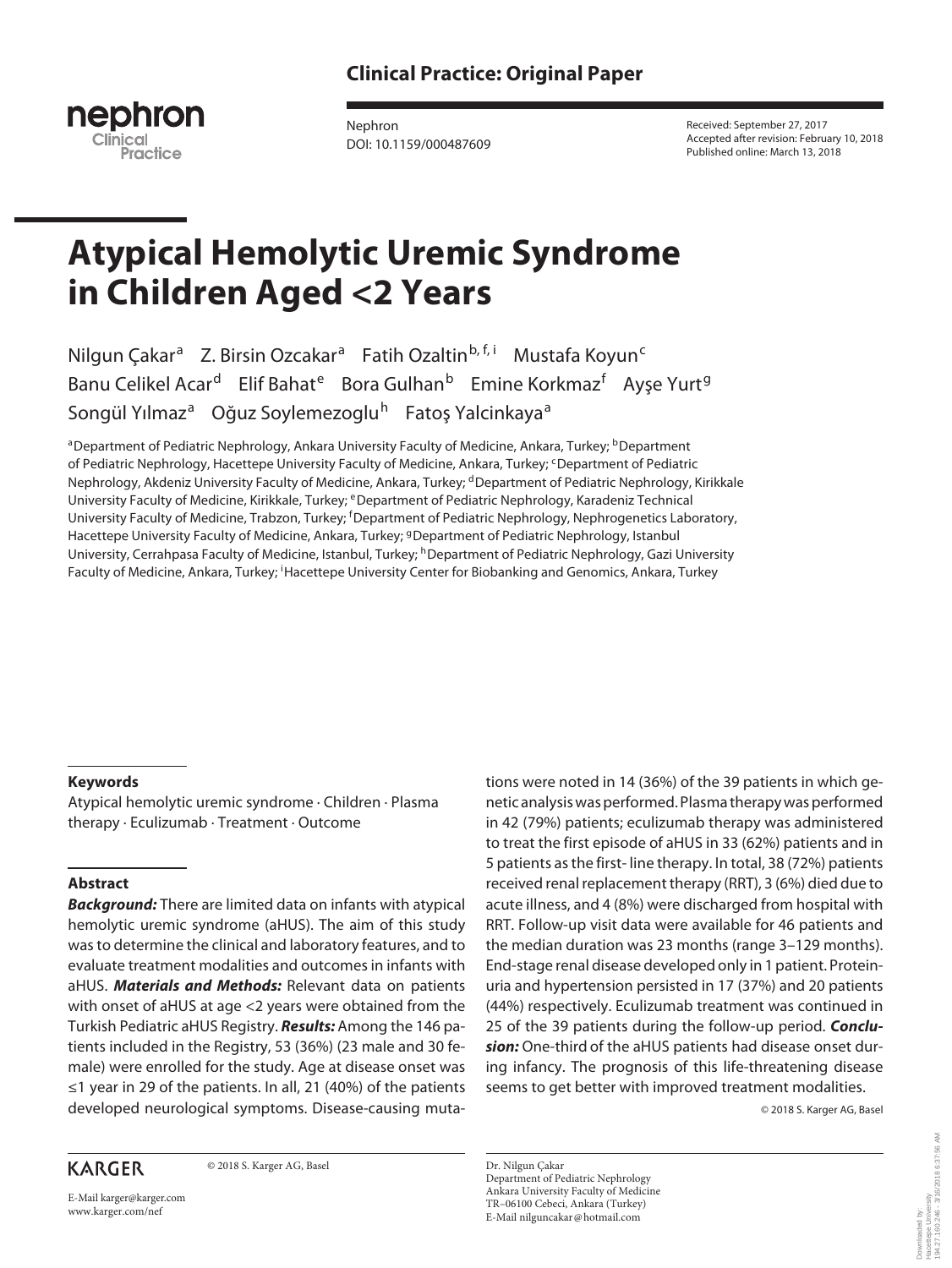Clinical Practice: Original Paper

Nephron
DOI: 10.1159/000487609

Received: September 27, 2017
Accepted after revision: February 10, 2018
Published online: March 13, 2018

# Atypical Hemolytic Uremic Syndrome in Children Aged <2 Years

Nilgun Çakar[a] Z. Birsin Ozcakar[a] Fatih Ozaltin[b, f, i] Mustafa Koyun[c] Banu Celikel Acar[d] Elif Bahat[e] Bora Gulhan[b] Emine Korkmaz[f] Ayşe Yurt[g] Songül Yılmaz[a] Oğuz Soylemezoglu[h] Fatoş Yalcinkaya[a]

[a]Department of Pediatric Nephrology, Ankara University Faculty of Medicine, Ankara, Turkey; [b]Department of Pediatric Nephrology, Hacettepe University Faculty of Medicine, Ankara, Turkey; [c]Department of Pediatric Nephrology, Akdeniz University Faculty of Medicine, Ankara, Turkey; [d]Department of Pediatric Nephrology, Kirikkale University Faculty of Medicine, Kirikkale, Turkey; [e]Department of Pediatric Nephrology, Karadeniz Technical University Faculty of Medicine, Trabzon, Turkey; [f]Department of Pediatric Nephrology, Nephrogenetics Laboratory, Hacettepe University Faculty of Medicine, Ankara, Turkey; [g]Department of Pediatric Nephrology, Istanbul University, Cerrahpasa Faculty of Medicine, Istanbul, Turkey; [h]Department of Pediatric Nephrology, Gazi University Faculty of Medicine, Ankara, Turkey; [i]Hacettepe University Center for Biobanking and Genomics, Ankara, Turkey

## Keywords

Atypical hemolytic uremic syndrome · Children · Plasma therapy · Eculizumab · Treatment · Outcome

## Abstract

***Background:*** There are limited data on infants with atypical hemolytic uremic syndrome (aHUS). The aim of this study was to determine the clinical and laboratory features, and to evaluate treatment modalities and outcomes in infants with aHUS. ***Materials and Methods:*** Relevant data on patients with onset of aHUS at age <2 years were obtained from the Turkish Pediatric aHUS Registry. ***Results:*** Among the 146 patients included in the Registry, 53 (36%) (23 male and 30 female) were enrolled for the study. Age at disease onset was ≤1 year in 29 of the patients. In all, 21 (40%) of the patients developed neurological symptoms. Disease-causing mutations were noted in 14 (36%) of the 39 patients in which genetic analysis was performed. Plasma therapy was performed in 42 (79%) patients; eculizumab therapy was administered to treat the first episode of aHUS in 33 (62%) patients and in 5 patients as the first- line therapy. In total, 38 (72%) patients received renal replacement therapy (RRT), 3 (6%) died due to acute illness, and 4 (8%) were discharged from hospital with RRT. Follow-up visit data were available for 46 patients and the median duration was 23 months (range 3–129 months). End-stage renal disease developed only in 1 patient. Proteinuria and hypertension persisted in 17 (37%) and 20 patients (44%) respectively. Eculizumab treatment was continued in 25 of the 39 patients during the follow-up period. ***Conclusion:*** One-third of the aHUS patients had disease onset during infancy. The prognosis of this life-threatening disease seems to get better with improved treatment modalities.

© 2018 S. Karger AG, Basel

KARGER

© 2018 S. Karger AG, Basel

E-Mail karger@karger.com
www.karger.com/nef

Dr. Nilgun Çakar
Department of Pediatric Nephrology
Ankara University Faculty of Medicine
TR–06100 Cebeci, Ankara (Turkey)
E-Mail nilguncakar@hotmail.com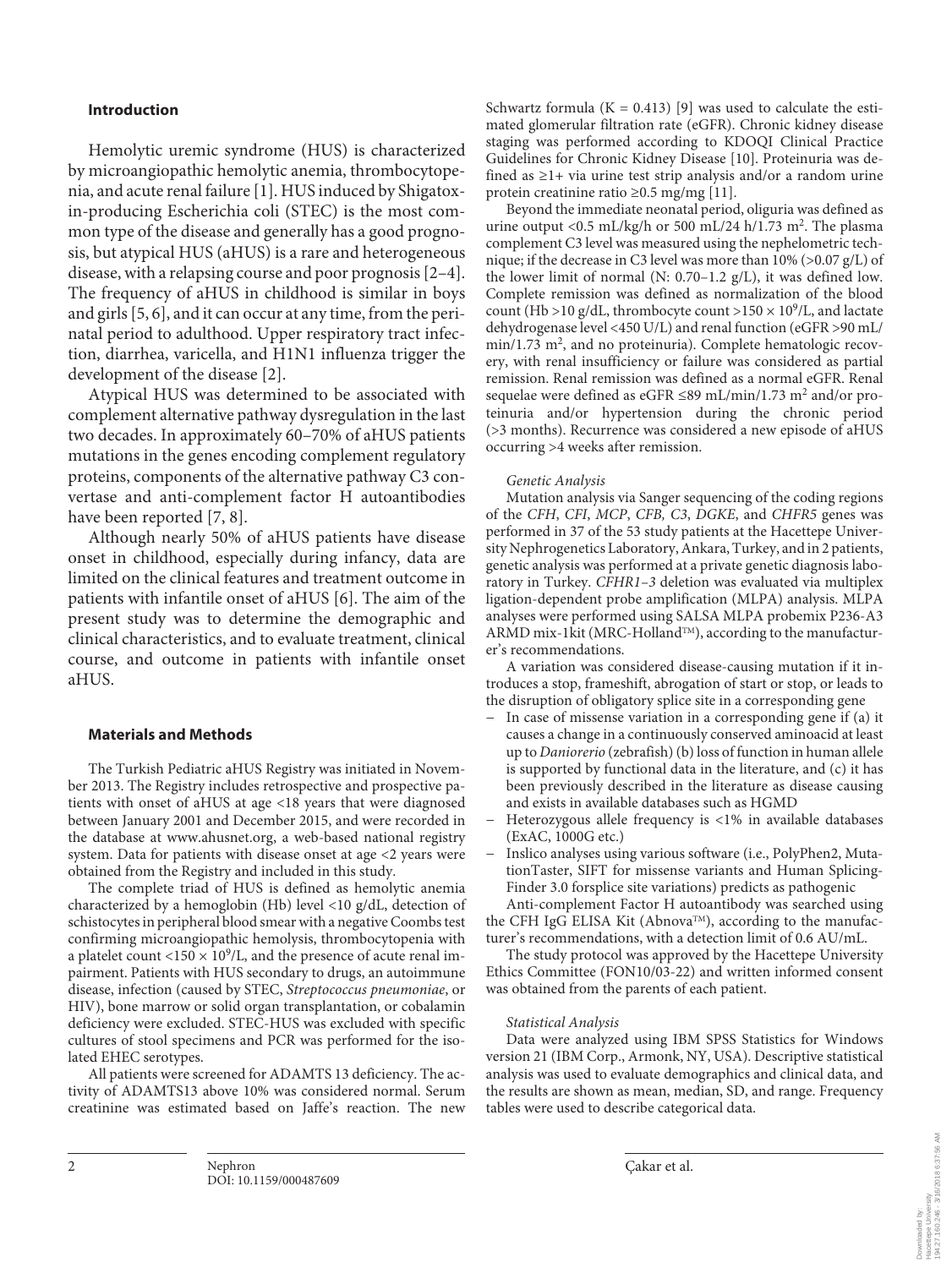## Introduction

Hemolytic uremic syndrome (HUS) is characterized by microangiopathic hemolytic anemia, thrombocytopenia, and acute renal failure [1]. HUS induced by Shigatoxin-producing Escherichia coli (STEC) is the most common type of the disease and generally has a good prognosis, but atypical HUS (aHUS) is a rare and heterogeneous disease, with a relapsing course and poor prognosis [2–4]. The frequency of aHUS in childhood is similar in boys and girls [5, 6], and it can occur at any time, from the perinatal period to adulthood. Upper respiratory tract infection, diarrhea, varicella, and H1N1 influenza trigger the development of the disease [2].

Atypical HUS was determined to be associated with complement alternative pathway dysregulation in the last two decades. In approximately 60–70% of aHUS patients mutations in the genes encoding complement regulatory proteins, components of the alternative pathway C3 convertase and anti-complement factor H autoantibodies have been reported [7, 8].

Although nearly 50% of aHUS patients have disease onset in childhood, especially during infancy, data are limited on the clinical features and treatment outcome in patients with infantile onset of aHUS [6]. The aim of the present study was to determine the demographic and clinical characteristics, and to evaluate treatment, clinical course, and outcome in patients with infantile onset aHUS.

## Materials and Methods

The Turkish Pediatric aHUS Registry was initiated in November 2013. The Registry includes retrospective and prospective patients with onset of aHUS at age <18 years that were diagnosed between January 2001 and December 2015, and were recorded in the database at www.ahusnet.org, a web-based national registry system. Data for patients with disease onset at age <2 years were obtained from the Registry and included in this study.

The complete triad of HUS is defined as hemolytic anemia characterized by a hemoglobin (Hb) level <10 g/dL, detection of schistocytes in peripheral blood smear with a negative Coombs test confirming microangiopathic hemolysis, thrombocytopenia with a platelet count $<150 \times 10^9$/L, and the presence of acute renal impairment. Patients with HUS secondary to drugs, an autoimmune disease, infection (caused by STEC, *Streptococcus pneumoniae*, or HIV), bone marrow or solid organ transplantation, or cobalamin deficiency were excluded. STEC-HUS was excluded with specific cultures of stool specimens and PCR was performed for the isolated EHEC serotypes.

All patients were screened for ADAMTS 13 deficiency. The activity of ADAMTS13 above 10% was considered normal. Serum creatinine was estimated based on Jaffe's reaction. The new Schwartz formula (K = 0.413) [9] was used to calculate the estimated glomerular filtration rate (eGFR). Chronic kidney disease staging was performed according to KDOQI Clinical Practice Guidelines for Chronic Kidney Disease [10]. Proteinuria was defined as ≥1+ via urine test strip analysis and/or a random urine protein creatinine ratio ≥0.5 mg/mg [11].

Beyond the immediate neonatal period, oliguria was defined as urine output <0.5 mL/kg/h or 500 mL/24 h/1.73 $m^2$. The plasma complement C3 level was measured using the nephelometric technique; if the decrease in C3 level was more than 10% (>0.07 g/L) of the lower limit of normal (N: 0.70–1.2 g/L), it was defined low. Complete remission was defined as normalization of the blood count (Hb >10 g/dL, thrombocyte count $>150 \times 10^9$/L, and lactate dehydrogenase level <450 U/L) and renal function (eGFR >90 mL/min/1.73 $m^2$, and no proteinuria). Complete hematologic recovery, with renal insufficiency or failure was considered as partial remission. Renal remission was defined as a normal eGFR. Renal sequelae were defined as eGFR ≤89 mL/min/1.73 $m^2$ and/or proteinuria and/or hypertension during the chronic period (>3 months). Recurrence was considered a new episode of aHUS occurring >4 weeks after remission.

### *Genetic Analysis*

Mutation analysis via Sanger sequencing of the coding regions of the *CFH*, *CFI*, *MCP*, *CFB, C3*, *DGKE*, and *CHFR5* genes was performed in 37 of the 53 study patients at the Hacettepe University Nephrogenetics Laboratory, Ankara, Turkey, and in 2 patients, genetic analysis was performed at a private genetic diagnosis laboratory in Turkey. *CFHR1–3* deletion was evaluated via multiplex ligation-dependent probe amplification (MLPA) analysis. MLPA analyses were performed using SALSA MLPA probemix P236-A3 ARMD mix-1kit (MRC-Holland™), according to the manufacturer's recommendations.

A variation was considered disease-causing mutation if it introduces a stop, frameshift, abrogation of start or stop, or leads to the disruption of obligatory splice site in a corresponding gene

- In case of missense variation in a corresponding gene if (a) it causes a change in a continuously conserved aminoacid at least up to *Daniorerio* (zebrafish) (b) loss of function in human allele is supported by functional data in the literature, and (c) it has been previously described in the literature as disease causing and exists in available databases such as HGMD
- Heterozygous allele frequency is <1% in available databases (ExAC, 1000G etc.)
- Inslico analyses using various software (i.e., PolyPhen2, MutationTaster, SIFT for missense variants and Human SplicingFinder 3.0 forsplice site variations) predicts as pathogenic

Anti-complement Factor H autoantibody was searched using the CFH IgG ELISA Kit (Abnova™), according to the manufacturer's recommendations, with a detection limit of 0.6 AU/mL.

The study protocol was approved by the Hacettepe University Ethics Committee (FON10/03-22) and written informed consent was obtained from the parents of each patient.

### *Statistical Analysis*

Data were analyzed using IBM SPSS Statistics for Windows version 21 (IBM Corp., Armonk, NY, USA). Descriptive statistical analysis was used to evaluate demographics and clinical data, and the results are shown as mean, median, SD, and range. Frequency tables were used to describe categorical data.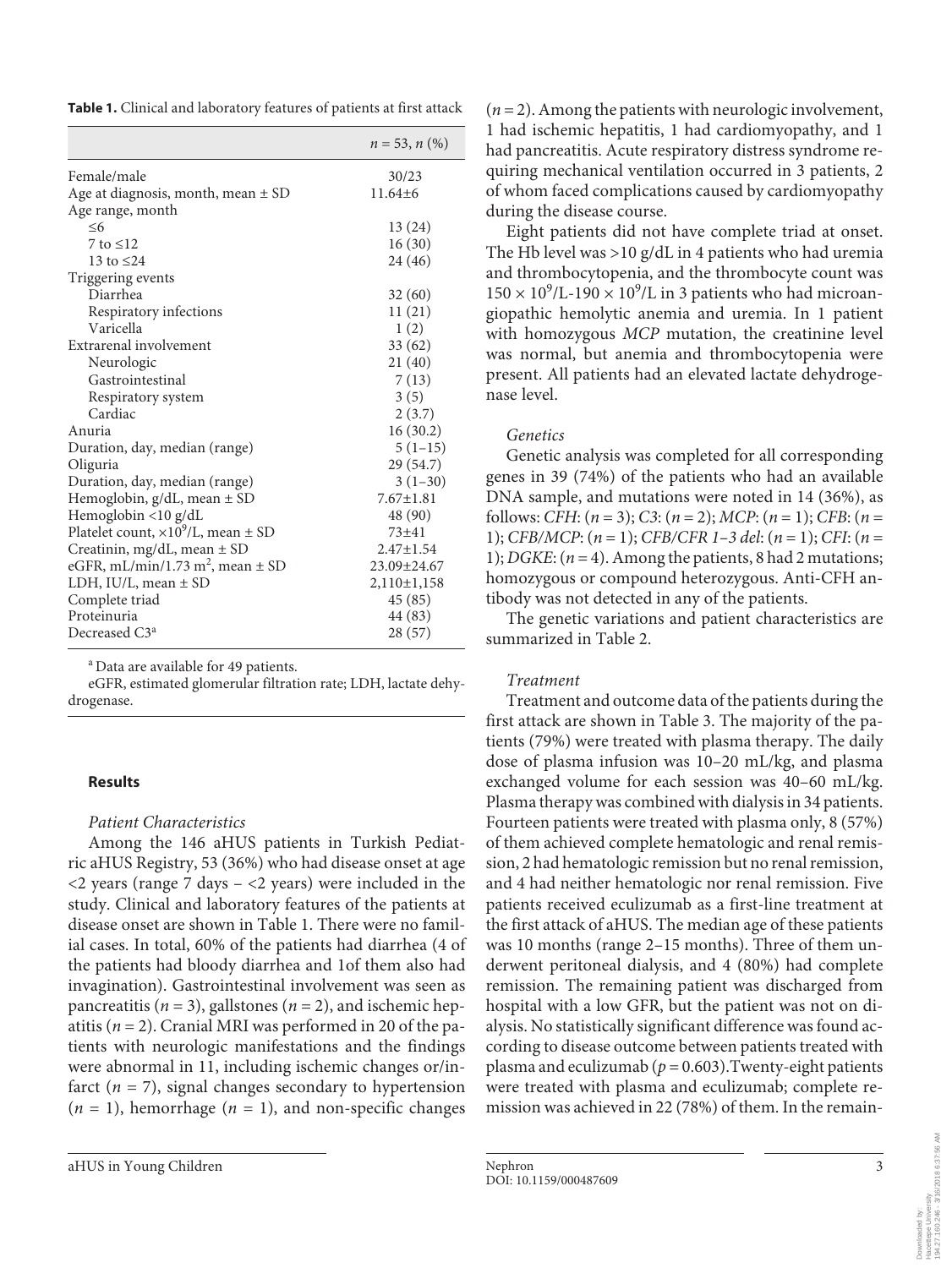**Table 1.** Clinical and laboratory features of patients at first attack

| | $n = 53$, $n$ (%) |
|---|---|
| Female/male | 30/23 |
| Age at diagnosis, month, mean ± SD | 11.64±6 |
| Age range, month | |
| ≤6 | 13 (24) |
| 7 to ≤12 | 16 (30) |
| 13 to ≤24 | 24 (46) |
| Triggering events | |
| Diarrhea | 32 (60) |
| Respiratory infections | 11 (21) |
| Varicella | 1 (2) |
| Extrarenal involvement | 33 (62) |
| Neurologic | 21 (40) |
| Gastrointestinal | 7 (13) |
| Respiratory system | 3 (5) |
| Cardiac | 2 (3.7) |
| Anuria | 16 (30.2) |
| Duration, day, median (range) | 5 (1–15) |
| Oliguria | 29 (54.7) |
| Duration, day, median (range) | 3 (1–30) |
| Hemoglobin, g/dL, mean ± SD | 7.67±1.81 |
| Hemoglobin <10 g/dL | 48 (90) |
| Platelet count, $\times 10^9$/L, mean ± SD | 73±41 |
| Creatinin, mg/dL, mean ± SD | 2.47±1.54 |
| eGFR, mL/min/1.73 m$^2$, mean ± SD | 23.09±24.67 |
| LDH, IU/L, mean ± SD | 2,110±1,158 |
| Complete triad | 45 (85) |
| Proteinuria | 44 (83) |
| Decreased C3[a] | 28 (57) |

[a] Data are available for 49 patients.

eGFR, estimated glomerular filtration rate; LDH, lactate dehydrogenase.

## Results

### Patient Characteristics

Among the 146 aHUS patients in Turkish Pediatric aHUS Registry, 53 (36%) who had disease onset at age <2 years (range 7 days – <2 years) were included in the study. Clinical and laboratory features of the patients at disease onset are shown in Table 1. There were no familial cases. In total, 60% of the patients had diarrhea (4 of the patients had bloody diarrhea and 1of them also had invagination). Gastrointestinal involvement was seen as pancreatitis ($n = 3$), gallstones ($n = 2$), and ischemic hepatitis ($n = 2$). Cranial MRI was performed in 20 of the patients with neurologic manifestations and the findings were abnormal in 11, including ischemic changes or/infarct ($n = 7$), signal changes secondary to hypertension ($n = 1$), hemorrhage ($n = 1$), and non-specific changes ($n = 2$). Among the patients with neurologic involvement, 1 had ischemic hepatitis, 1 had cardiomyopathy, and 1 had pancreatitis. Acute respiratory distress syndrome requiring mechanical ventilation occurred in 3 patients, 2 of whom faced complications caused by cardiomyopathy during the disease course.

Eight patients did not have complete triad at onset. The Hb level was >10 g/dL in 4 patients who had uremia and thrombocytopenia, and the thrombocyte count was $150 \times 10^9$/L-$190 \times 10^9$/L in 3 patients who had microangiopathic hemolytic anemia and uremia. In 1 patient with homozygous *MCP* mutation, the creatinine level was normal, but anemia and thrombocytopenia were present. All patients had an elevated lactate dehydrogenase level.

### Genetics

Genetic analysis was completed for all corresponding genes in 39 (74%) of the patients who had an available DNA sample, and mutations were noted in 14 (36%), as follows: *CFH*: ($n = 3$); *C3*: ($n = 2$); *MCP*: ($n = 1$); *CFB*: ($n = 1$); *CFB/MCP*: ($n = 1$); *CFB/CFR 1–3 del*: ($n = 1$); *CFI*: ($n = 1$); *DGKE*: ($n = 4$). Among the patients, 8 had 2 mutations; homozygous or compound heterozygous. Anti-CFH antibody was not detected in any of the patients.

The genetic variations and patient characteristics are summarized in Table 2.

### Treatment

Treatment and outcome data of the patients during the first attack are shown in Table 3. The majority of the patients (79%) were treated with plasma therapy. The daily dose of plasma infusion was 10–20 mL/kg, and plasma exchanged volume for each session was 40–60 mL/kg. Plasma therapy was combined with dialysis in 34 patients. Fourteen patients were treated with plasma only, 8 (57%) of them achieved complete hematologic and renal remission, 2 had hematologic remission but no renal remission, and 4 had neither hematologic nor renal remission. Five patients received eculizumab as a first-line treatment at the first attack of aHUS. The median age of these patients was 10 months (range 2–15 months). Three of them underwent peritoneal dialysis, and 4 (80%) had complete remission. The remaining patient was discharged from hospital with a low GFR, but the patient was not on dialysis. No statistically significant difference was found according to disease outcome between patients treated with plasma and eculizumab ($p = 0.603$).Twenty-eight patients were treated with plasma and eculizumab; complete remission was achieved in 22 (78%) of them. In the remain-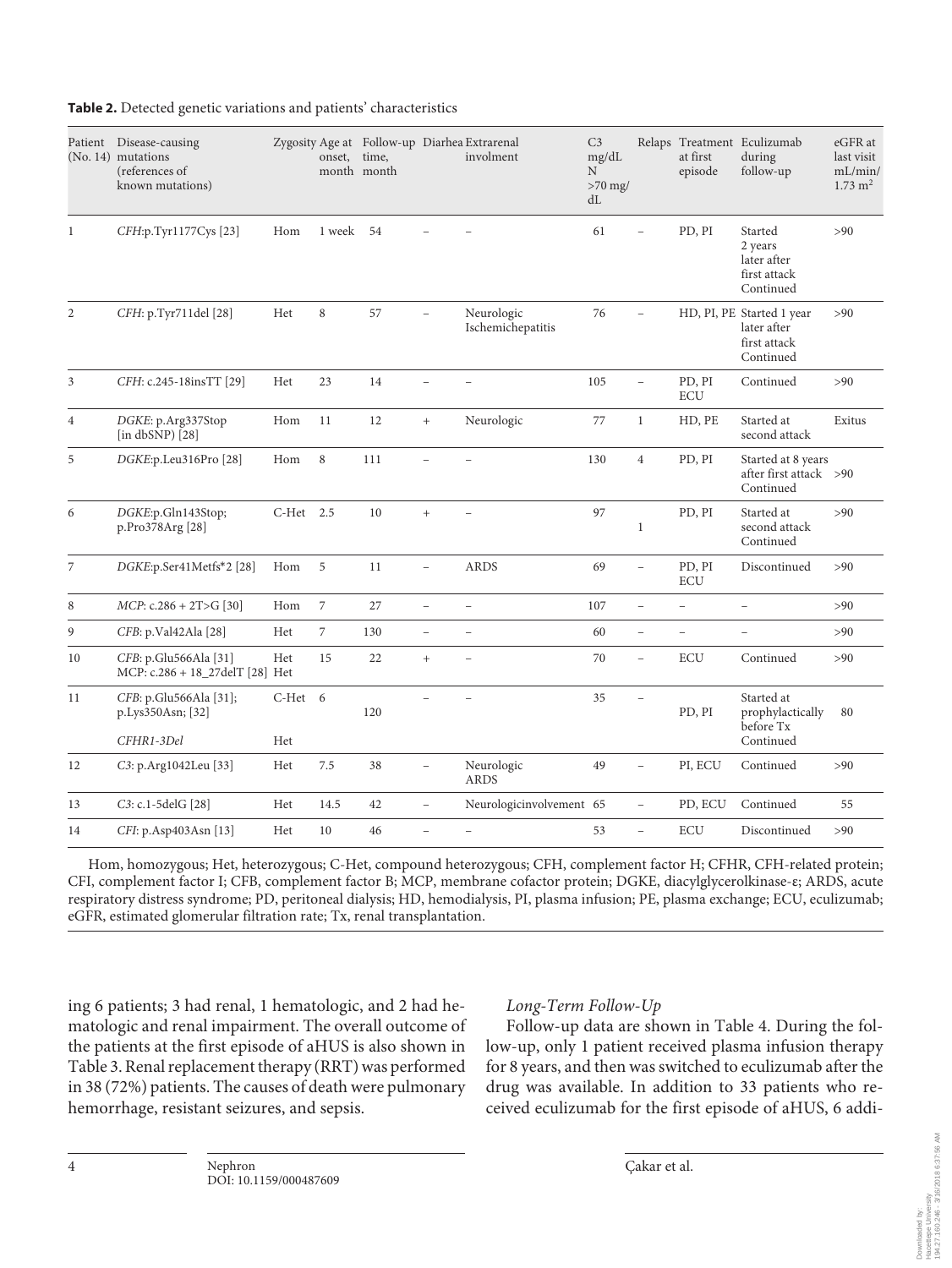**Table 2.** Detected genetic variations and patients' characteristics

| Patient (No. 14) | Disease-causing mutations (references of known mutations) | Zygosity | Age at onset, month | Follow-up time, month | Diarhea | Extrarenal involment | C3 mg/dL N >70 mg/dL | Relaps | Treatment at first episode | Eculizumab during follow-up | eGFR at last visit mL/min/ 1.73 m$^2$ |
|---|---|---|---|---|---|---|---|---|---|---|---|
| 1 | *CFH*:p.Tyr1177Cys [23] | Hom | 1 week | 54 | – | – | 61 | – | PD, PI | Started 2 years later after first attack Continued | >90 |
| 2 | *CFH*: p.Tyr711del [28] | Het | 8 | 57 | – | Neurologic Ischemichepatitis | 76 | – | HD, PI, PE | Started 1 year later after first attack Continued | >90 |
| 3 | *CFH*: c.245-18insTT [29] | Het | 23 | 14 | – | – | 105 | – | PD, PI ECU | Continued | >90 |
| 4 | *DGKE*: p.Arg337Stop [in dbSNP] [28] | Hom | 11 | 12 | + | Neurologic | 77 | 1 | HD, PE | Started at second attack | Exitus |
| 5 | *DGKE*:p.Leu316Pro [28] | Hom | 8 | 111 | – | – | 130 | 4 | PD, PI | Started at 8 years after first attack Continued | >90 |
| 6 | *DGKE*:p.Gln143Stop; p.Pro378Arg [28] | C-Het | 2.5 | 10 | + | – | 97 | 1 | PD, PI | Started at second attack Continued | >90 |
| 7 | *DGKE*:p.Ser41Metfs*2 [28] | Hom | 5 | 11 | – | ARDS | 69 | – | PD, PI ECU | Discontinued | >90 |
| 8 | *MCP*: c.286 + 2T>G [30] | Hom | 7 | 27 | – | – | 107 | – | – | – | >90 |
| 9 | *CFB*: p.Val42Ala [28] | Het | 7 | 130 | – | – | 60 | – | – | – | >90 |
| 10 | *CFB*: p.Glu566Ala [31] MCP: c.286 + 18_27delT [28] | Het Het | 15 | 22 | + | – | 70 | – | ECU | Continued | >90 |
| 11 | *CFB*: p.Glu566Ala [31]; p.Lys350Asn; [32] *CFHR1-3Del* | C-Het Het | 6 | 120 | – | – | 35 | – | PD, PI | Started at prophylactically before Tx Continued | 80 |
| 12 | *C3*: p.Arg1042Leu [33] | Het | 7.5 | 38 | – | Neurologic ARDS | 49 | – | PI, ECU | Continued | >90 |
| 13 | *C3*: c.1-5delG [28] | Het | 14.5 | 42 | – | Neurologicinvolvement | 65 | – | PD, ECU | Continued | 55 |
| 14 | *CFI*: p.Asp403Asn [13] | Het | 10 | 46 | – | – | 53 | – | ECU | Discontinued | >90 |

Hom, homozygous; Het, heterozygous; C-Het, compound heterozygous; CFH, complement factor H; CFHR, CFH-related protein; CFI, complement factor I; CFB, complement factor B; MCP, membrane cofactor protein; DGKE, diacylglycerolkinase-ε; ARDS, acute respiratory distress syndrome; PD, peritoneal dialysis; HD, hemodialysis, PI, plasma infusion; PE, plasma exchange; ECU, eculizumab; eGFR, estimated glomerular filtration rate; Tx, renal transplantation.

ing 6 patients; 3 had renal, 1 hematologic, and 2 had hematologic and renal impairment. The overall outcome of the patients at the first episode of aHUS is also shown in Table 3. Renal replacement therapy (RRT) was performed in 38 (72%) patients. The causes of death were pulmonary hemorrhage, resistant seizures, and sepsis.

*Long-Term Follow-Up*

Follow-up data are shown in Table 4. During the follow-up, only 1 patient received plasma infusion therapy for 8 years, and then was switched to eculizumab after the drug was available. In addition to 33 patients who received eculizumab for the first episode of aHUS, 6 addi-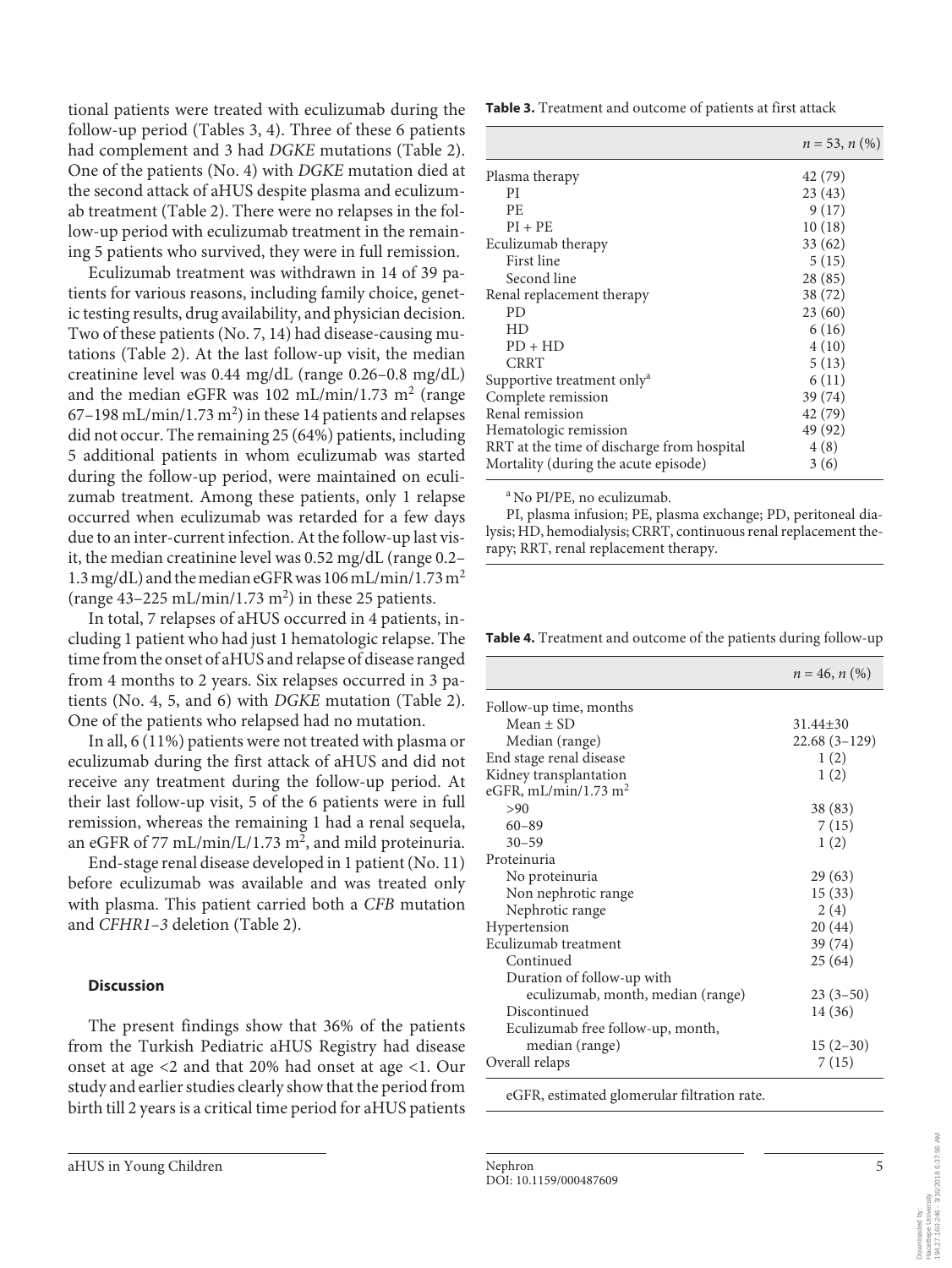tional patients were treated with eculizumab during the follow-up period (Tables 3, 4). Three of these 6 patients had complement and 3 had *DGKE* mutations (Table 2). One of the patients (No. 4) with *DGKE* mutation died at the second attack of aHUS despite plasma and eculizumab treatment (Table 2). There were no relapses in the follow-up period with eculizumab treatment in the remaining 5 patients who survived, they were in full remission.

Eculizumab treatment was withdrawn in 14 of 39 patients for various reasons, including family choice, genetic testing results, drug availability, and physician decision. Two of these patients (No. 7, 14) had disease-causing mutations (Table 2). At the last follow-up visit, the median creatinine level was 0.44 mg/dL (range 0.26–0.8 mg/dL) and the median eGFR was 102 mL/min/1.73 m$^2$ (range 67–198 mL/min/1.73 m$^2$) in these 14 patients and relapses did not occur. The remaining 25 (64%) patients, including 5 additional patients in whom eculizumab was started during the follow-up period, were maintained on eculizumab treatment. Among these patients, only 1 relapse occurred when eculizumab was retarded for a few days due to an inter-current infection. At the follow-up last visit, the median creatinine level was 0.52 mg/dL (range 0.2–1.3 mg/dL) and the median eGFR was 106 mL/min/1.73 m$^2$ (range 43–225 mL/min/1.73 m$^2$) in these 25 patients.

In total, 7 relapses of aHUS occurred in 4 patients, including 1 patient who had just 1 hematologic relapse. The time from the onset of aHUS and relapse of disease ranged from 4 months to 2 years. Six relapses occurred in 3 patients (No. 4, 5, and 6) with *DGKE* mutation (Table 2). One of the patients who relapsed had no mutation.

In all, 6 (11%) patients were not treated with plasma or eculizumab during the first attack of aHUS and did not receive any treatment during the follow-up period. At their last follow-up visit, 5 of the 6 patients were in full remission, whereas the remaining 1 had a renal sequela, an eGFR of 77 mL/min/L/1.73 m$^2$, and mild proteinuria.

End-stage renal disease developed in 1 patient (No. 11) before eculizumab was available and was treated only with plasma. This patient carried both a *CFB* mutation and *CFHR1–3* deletion (Table 2).

## Discussion

The present findings show that 36% of the patients from the Turkish Pediatric aHUS Registry had disease onset at age <2 and that 20% had onset at age <1. Our study and earlier studies clearly show that the period from birth till 2 years is a critical time period for aHUS patients

**Table 3.** Treatment and outcome of patients at first attack

| | *n* = 53, *n* (%) |
|---|---|
| Plasma therapy | 42 (79) |
| PI | 23 (43) |
| PE | 9 (17) |
| PI + PE | 10 (18) |
| Eculizumab therapy | 33 (62) |
| First line | 5 (15) |
| Second line | 28 (85) |
| Renal replacement therapy | 38 (72) |
| PD | 23 (60) |
| HD | 6 (16) |
| PD + HD | 4 (10) |
| CRRT | 5 (13) |
| Supportive treatment only[a] | 6 (11) |
| Complete remission | 39 (74) |
| Renal remission | 42 (79) |
| Hematologic remission | 49 (92) |
| RRT at the time of discharge from hospital | 4 (8) |
| Mortality (during the acute episode) | 3 (6) |

[a] No PI/PE, no eculizumab.

PI, plasma infusion; PE, plasma exchange; PD, peritoneal dialysis; HD, hemodialysis; CRRT, continuous renal replacement therapy; RRT, renal replacement therapy.

**Table 4.** Treatment and outcome of the patients during follow-up

| | *n* = 46, *n* (%) |
|---|---|
| Follow-up time, months | |
| Mean ± SD | 31.44±30 |
| Median (range) | 22.68 (3–129) |
| End stage renal disease | 1 (2) |
| Kidney transplantation | 1 (2) |
| eGFR, mL/min/1.73 m$^2$ | |
| >90 | 38 (83) |
| 60–89 | 7 (15) |
| 30–59 | 1 (2) |
| Proteinuria | |
| No proteinuria | 29 (63) |
| Non nephrotic range | 15 (33) |
| Nephrotic range | 2 (4) |
| Hypertension | 20 (44) |
| Eculizumab treatment | 39 (74) |
| Continued | 25 (64) |
| Duration of follow-up with eculizumab, month, median (range) | 23 (3–50) |
| Discontinued | 14 (36) |
| Eculizumab free follow-up, month, median (range) | 15 (2–30) |
| Overall relaps | 7 (15) |

eGFR, estimated glomerular filtration rate.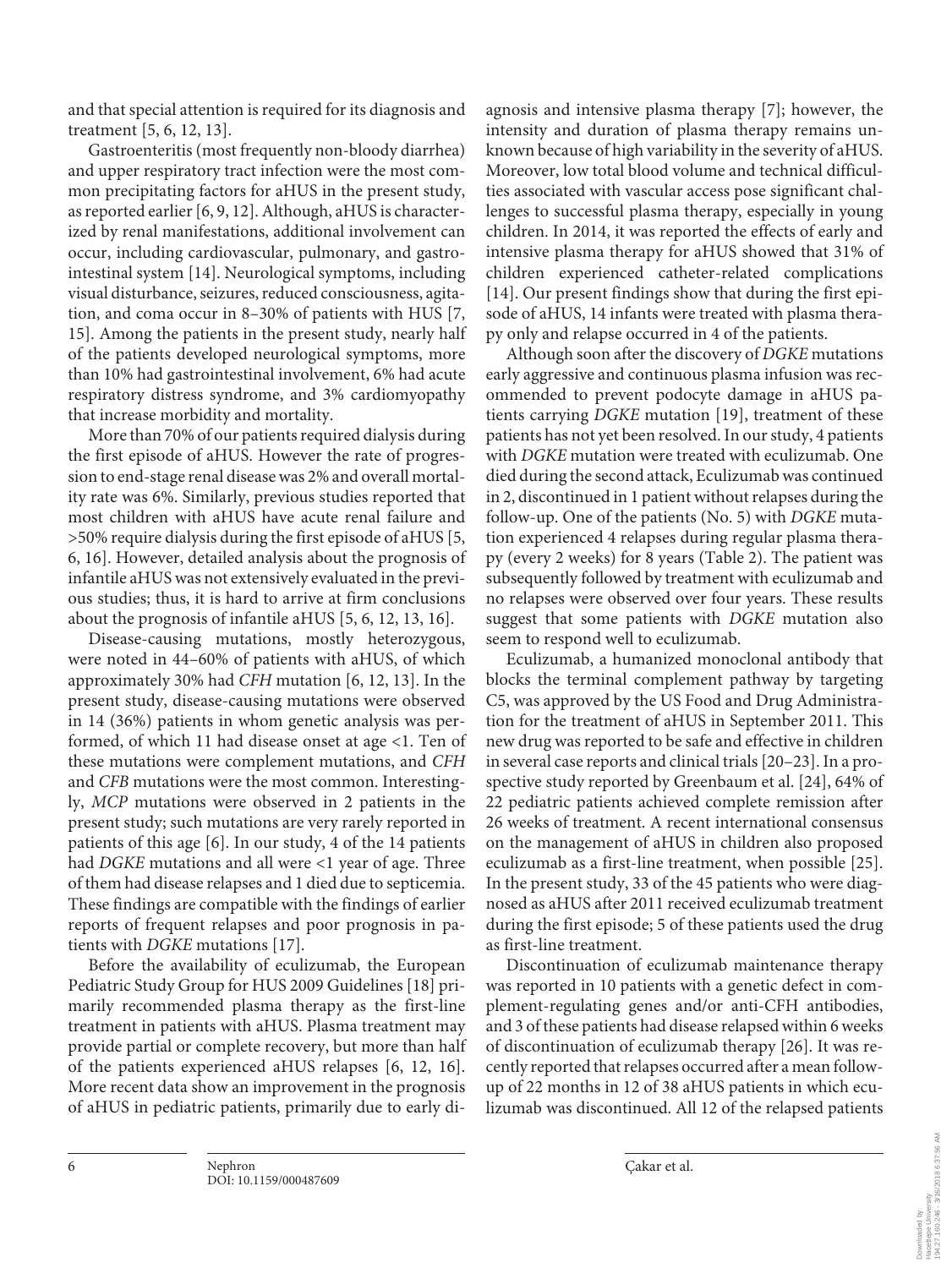and that special attention is required for its diagnosis and treatment [5, 6, 12, 13].

Gastroenteritis (most frequently non-bloody diarrhea) and upper respiratory tract infection were the most common precipitating factors for aHUS in the present study, as reported earlier [6, 9, 12]. Although, aHUS is characterized by renal manifestations, additional involvement can occur, including cardiovascular, pulmonary, and gastrointestinal system [14]. Neurological symptoms, including visual disturbance, seizures, reduced consciousness, agitation, and coma occur in 8–30% of patients with HUS [7, 15]. Among the patients in the present study, nearly half of the patients developed neurological symptoms, more than 10% had gastrointestinal involvement, 6% had acute respiratory distress syndrome, and 3% cardiomyopathy that increase morbidity and mortality.

More than 70% of our patients required dialysis during the first episode of aHUS. However the rate of progression to end-stage renal disease was 2% and overall mortality rate was 6%. Similarly, previous studies reported that most children with aHUS have acute renal failure and >50% require dialysis during the first episode of aHUS [5, 6, 16]. However, detailed analysis about the prognosis of infantile aHUS was not extensively evaluated in the previous studies; thus, it is hard to arrive at firm conclusions about the prognosis of infantile aHUS [5, 6, 12, 13, 16].

Disease-causing mutations, mostly heterozygous, were noted in 44–60% of patients with aHUS, of which approximately 30% had *CFH* mutation [6, 12, 13]. In the present study, disease-causing mutations were observed in 14 (36%) patients in whom genetic analysis was performed, of which 11 had disease onset at age <1. Ten of these mutations were complement mutations, and *CFH* and *CFB* mutations were the most common. Interestingly, *MCP* mutations were observed in 2 patients in the present study; such mutations are very rarely reported in patients of this age [6]. In our study, 4 of the 14 patients had *DGKE* mutations and all were <1 year of age. Three of them had disease relapses and 1 died due to septicemia. These findings are compatible with the findings of earlier reports of frequent relapses and poor prognosis in patients with *DGKE* mutations [17].

Before the availability of eculizumab, the European Pediatric Study Group for HUS 2009 Guidelines [18] primarily recommended plasma therapy as the first-line treatment in patients with aHUS. Plasma treatment may provide partial or complete recovery, but more than half of the patients experienced aHUS relapses [6, 12, 16]. More recent data show an improvement in the prognosis of aHUS in pediatric patients, primarily due to early diagnosis and intensive plasma therapy [7]; however, the intensity and duration of plasma therapy remains unknown because of high variability in the severity of aHUS. Moreover, low total blood volume and technical difficulties associated with vascular access pose significant challenges to successful plasma therapy, especially in young children. In 2014, it was reported the effects of early and intensive plasma therapy for aHUS showed that 31% of children experienced catheter-related complications [14]. Our present findings show that during the first episode of aHUS, 14 infants were treated with plasma therapy only and relapse occurred in 4 of the patients.

Although soon after the discovery of *DGKE* mutations early aggressive and continuous plasma infusion was recommended to prevent podocyte damage in aHUS patients carrying *DGKE* mutation [19], treatment of these patients has not yet been resolved. In our study, 4 patients with *DGKE* mutation were treated with eculizumab. One died during the second attack, Eculizumab was continued in 2, discontinued in 1 patient without relapses during the follow-up. One of the patients (No. 5) with *DGKE* mutation experienced 4 relapses during regular plasma therapy (every 2 weeks) for 8 years (Table 2). The patient was subsequently followed by treatment with eculizumab and no relapses were observed over four years. These results suggest that some patients with *DGKE* mutation also seem to respond well to eculizumab.

Eculizumab, a humanized monoclonal antibody that blocks the terminal complement pathway by targeting C5, was approved by the US Food and Drug Administration for the treatment of aHUS in September 2011. This new drug was reported to be safe and effective in children in several case reports and clinical trials [20–23]. In a prospective study reported by Greenbaum et al. [24], 64% of 22 pediatric patients achieved complete remission after 26 weeks of treatment. A recent international consensus on the management of aHUS in children also proposed eculizumab as a first-line treatment, when possible [25]. In the present study, 33 of the 45 patients who were diagnosed as aHUS after 2011 received eculizumab treatment during the first episode; 5 of these patients used the drug as first-line treatment.

Discontinuation of eculizumab maintenance therapy was reported in 10 patients with a genetic defect in complement-regulating genes and/or anti-CFH antibodies, and 3 of these patients had disease relapsed within 6 weeks of discontinuation of eculizumab therapy [26]. It was recently reported that relapses occurred after a mean follow-up of 22 months in 12 of 38 aHUS patients in which eculizumab was discontinued. All 12 of the relapsed patients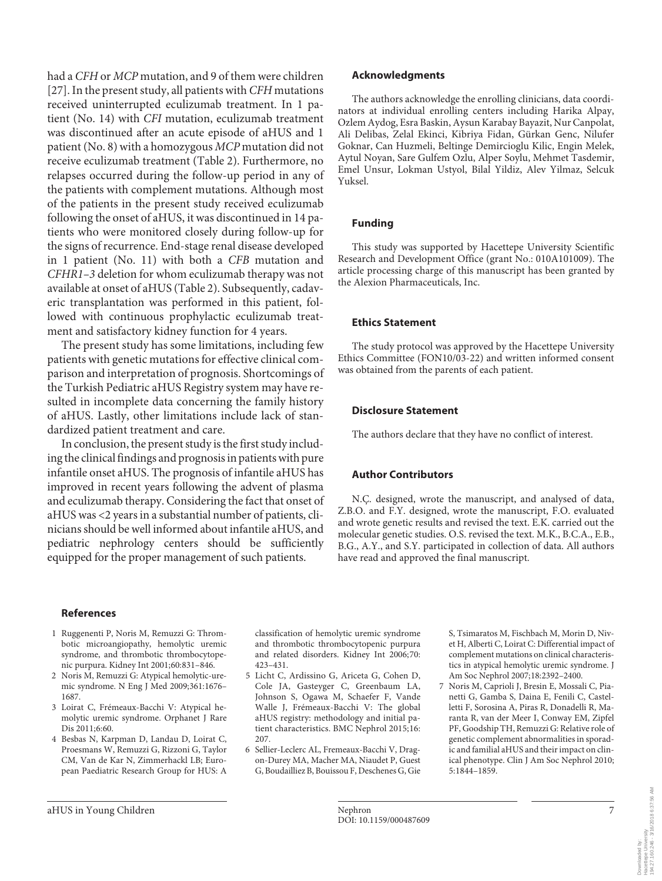had a *CFH* or *MCP* mutation, and 9 of them were children [27]. In the present study, all patients with *CFH* mutations received uninterrupted eculizumab treatment. In 1 patient (No. 14) with *CFI* mutation, eculizumab treatment was discontinued after an acute episode of aHUS and 1 patient (No. 8) with a homozygous *MCP* mutation did not receive eculizumab treatment (Table 2). Furthermore, no relapses occurred during the follow-up period in any of the patients with complement mutations. Although most of the patients in the present study received eculizumab following the onset of aHUS, it was discontinued in 14 patients who were monitored closely during follow-up for the signs of recurrence. End-stage renal disease developed in 1 patient (No. 11) with both a *CFB* mutation and *CFHR1–3* deletion for whom eculizumab therapy was not available at onset of aHUS (Table 2). Subsequently, cadaveric transplantation was performed in this patient, followed with continuous prophylactic eculizumab treatment and satisfactory kidney function for 4 years.

The present study has some limitations, including few patients with genetic mutations for effective clinical comparison and interpretation of prognosis. Shortcomings of the Turkish Pediatric aHUS Registry system may have resulted in incomplete data concerning the family history of aHUS. Lastly, other limitations include lack of standardized patient treatment and care.

In conclusion, the present study is the first study including the clinical findings and prognosis in patients with pure infantile onset aHUS. The prognosis of infantile aHUS has improved in recent years following the advent of plasma and eculizumab therapy. Considering the fact that onset of aHUS was <2 years in a substantial number of patients, clinicians should be well informed about infantile aHUS, and pediatric nephrology centers should be sufficiently equipped for the proper management of such patients.

## Acknowledgments

The authors acknowledge the enrolling clinicians, data coordinators at individual enrolling centers including Harika Alpay, Ozlem Aydog, Esra Baskin, Aysun Karabay Bayazit, Nur Canpolat, Ali Delibas, Zelal Ekinci, Kibriya Fidan, Gürkan Genc, Nilufer Goknar, Can Huzmeli, Beltinge Demircioglu Kilic, Engin Melek, Aytul Noyan, Sare Gulfem Ozlu, Alper Soylu, Mehmet Tasdemir, Emel Unsur, Lokman Ustyol, Bilal Yildiz, Alev Yilmaz, Selcuk Yuksel.

## Funding

This study was supported by Hacettepe University Scientific Research and Development Office (grant No.: 010A101009). The article processing charge of this manuscript has been granted by the Alexion Pharmaceuticals, Inc.

## Ethics Statement

The study protocol was approved by the Hacettepe University Ethics Committee (FON10/03-22) and written informed consent was obtained from the parents of each patient.

## Disclosure Statement

The authors declare that they have no conflict of interest.

## Author Contributors

N.Ç. designed, wrote the manuscript, and analysed of data, Z.B.O. and F.Y. designed, wrote the manuscript, F.O. evaluated and wrote genetic results and revised the text. E.K. carried out the molecular genetic studies. O.S. revised the text. M.K., B.C.A., E.B., B.G., A.Y., and S.Y. participated in collection of data. All authors have read and approved the final manuscript.

## References

1. Ruggenenti P, Noris M, Remuzzi G: Thrombotic microangiopathy, hemolytic uremic syndrome, and thrombotic thrombocytopenic purpura. Kidney Int 2001;60:831–846.
2. Noris M, Remuzzi G: Atypical hemolytic-uremic syndrome. N Eng J Med 2009;361:1676–1687.
3. Loirat C, Frémeaux-Bacchi V: Atypical hemolytic uremic syndrome. Orphanet J Rare Dis 2011;6:60.
4. Besbas N, Karpman D, Landau D, Loirat C, Proesmans W, Remuzzi G, Rizzoni G, Taylor CM, Van de Kar N, Zimmerhackl LB; European Paediatric Research Group for HUS: A classification of hemolytic uremic syndrome and thrombotic thrombocytopenic purpura and related disorders. Kidney Int 2006;70:423–431.
5. Licht C, Ardissino G, Ariceta G, Cohen D, Cole JA, Gasteyger C, Greenbaum LA, Johnson S, Ogawa M, Schaefer F, Vande Walle J, Frémeaux-Bacchi V: The global aHUS registry: methodology and initial patient characteristics. BMC Nephrol 2015;16:207.
6. Sellier-Leclerc AL, Fremeaux-Bacchi V, Dragon-Durey MA, Macher MA, Niaudet P, Guest G, Boudailliez B, Bouissou F, Deschenes G, Gie S, Tsimaratos M, Fischbach M, Morin D, Nivet H, Alberti C, Loirat C: Differential impact of complement mutations on clinical characteristics in atypical hemolytic uremic syndrome. J Am Soc Nephrol 2007;18:2392–2400.
7. Noris M, Caprioli J, Bresin E, Mossali C, Pianetti G, Gamba S, Daina E, Fenili C, Castelletti F, Sorosina A, Piras R, Donadelli R, Maranta R, van der Meer I, Conway EM, Zipfel PF, Goodship TH, Remuzzi G: Relative role of genetic complement abnormalities in sporadic and familial aHUS and their impact on clinical phenotype. Clin J Am Soc Nephrol 2010;5:1844–1859.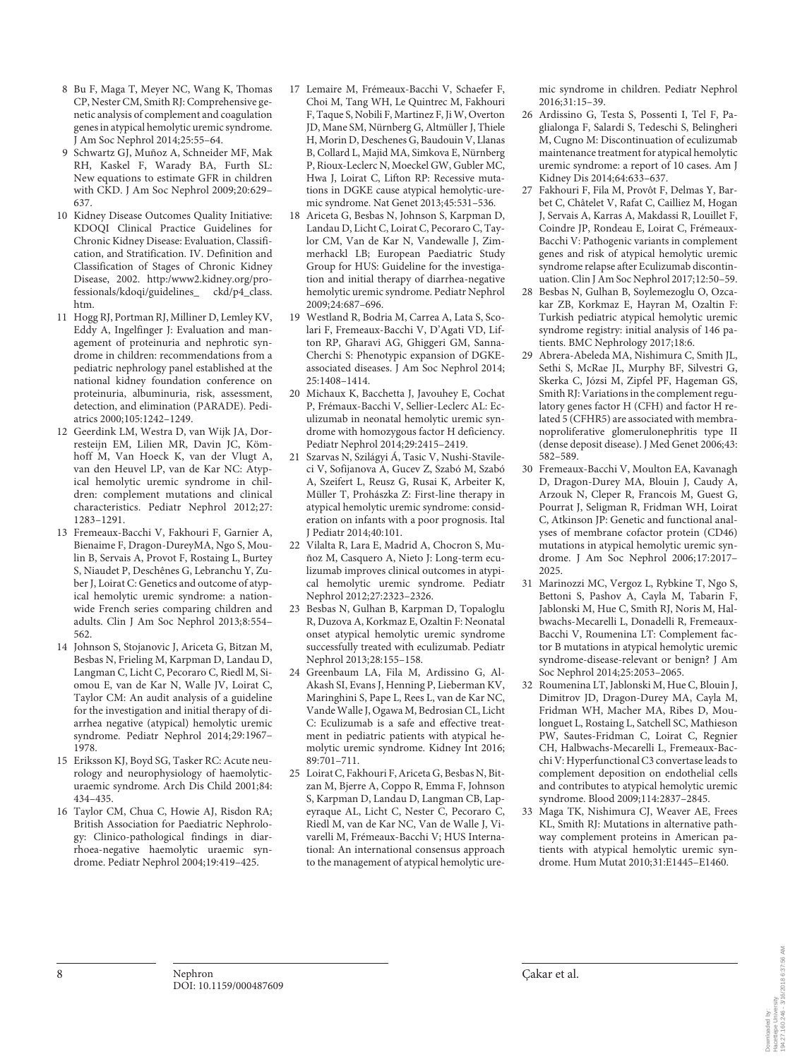8 Bu F, Maga T, Meyer NC, Wang K, Thomas CP, Nester CM, Smith RJ: Comprehensive genetic analysis of complement and coagulation genes in atypical hemolytic uremic syndrome. J Am Soc Nephrol 2014;25:55–64.

9 Schwartz GJ, Muñoz A, Schneider MF, Mak RH, Kaskel F, Warady BA, Furth SL: New equations to estimate GFR in children with CKD. J Am Soc Nephrol 2009;20:629–637.

10 Kidney Disease Outcomes Quality Initiative: KDOQI Clinical Practice Guidelines for Chronic Kidney Disease: Evaluation, Classification, and Stratification. IV. Definition and Classification of Stages of Chronic Kidney Disease, 2002. http:/www2.kidney.org/professionals/kdoqi/guidelines_ ckd/p4_class.htm.

11 Hogg RJ, Portman RJ, Milliner D, Lemley KV, Eddy A, Ingelfinger J: Evaluation and management of proteinuria and nephrotic syndrome in children: recommendations from a pediatric nephrology panel established at the national kidney foundation conference on proteinuria, albuminuria, risk, assessment, detection, and elimination (PARADE). Pediatrics 2000;105:1242–1249.

12 Geerdink LM, Westra D, van Wijk JA, Dorresteijn EM, Lilien MR, Davin JC, Kömhoff M, Van Hoeck K, van der Vlugt A, van den Heuvel LP, van de Kar NC: Atypical hemolytic uremic syndrome in children: complement mutations and clinical characteristics. Pediatr Nephrol 2012;27:1283–1291.

13 Fremeaux-Bacchi V, Fakhouri F, Garnier A, Bienaime F, Dragon-DureyMA, Ngo S, Moulin B, Servais A, Provot F, Rostaing L, Burtey S, Niaudet P, Deschênes G, Lebranchu Y, Zuber J, Loirat C: Genetics and outcome of atypical hemolytic uremic syndrome: a nationwide French series comparing children and adults. Clin J Am Soc Nephrol 2013;8:554–562.

14 Johnson S, Stojanovic J, Ariceta G, Bitzan M, Besbas N, Frieling M, Karpman D, Landau D, Langman C, Licht C, Pecoraro C, Riedl M, Siomou E, van de Kar N, Walle JV, Loirat C, Taylor CM: An audit analysis of a guideline for the investigation and initial therapy of diarrhea negative (atypical) hemolytic uremic syndrome. Pediatr Nephrol 2014;29:1967–1978.

15 Eriksson KJ, Boyd SG, Tasker RC: Acute neurology and neurophysiology of haemolytic-uraemic syndrome. Arch Dis Child 2001;84:434–435.

16 Taylor CM, Chua C, Howie AJ, Risdon RA; British Association for Paediatric Nephrology: Clinico-pathological findings in diarrhoea-negative haemolytic uraemic syndrome. Pediatr Nephrol 2004;19:419–425.

17 Lemaire M, Frémeaux-Bacchi V, Schaefer F, Choi M, Tang WH, Le Quintrec M, Fakhouri F, Taque S, Nobili F, Martinez F, Ji W, Overton JD, Mane SM, Nürnberg G, Altmüller J, Thiele H, Morin D, Deschenes G, Baudouin V, Llanas B, Collard L, Majid MA, Simkova E, Nürnberg P, Rioux-Leclerc N, Moeckel GW, Gubler MC, Hwa J, Loirat C, Lifton RP: Recessive mutations in DGKE cause atypical hemolytic-uremic syndrome. Nat Genet 2013;45:531–536.

18 Ariceta G, Besbas N, Johnson S, Karpman D, Landau D, Licht C, Loirat C, Pecoraro C, Taylor CM, Van de Kar N, Vandewalle J, Zimmerhackl LB; European Paediatric Study Group for HUS: Guideline for the investigation and initial therapy of diarrhea-negative hemolytic uremic syndrome. Pediatr Nephrol 2009;24:687–696.

19 Westland R, Bodria M, Carrea A, Lata S, Scolari F, Fremeaux-Bacchi V, D'Agati VD, Lifton RP, Gharavi AG, Ghiggeri GM, Sanna-Cherchi S: Phenotypic expansion of DGKE-associated diseases. J Am Soc Nephrol 2014;25:1408–1414.

20 Michaux K, Bacchetta J, Javouhey E, Cochat P, Frémaux-Bacchi V, Sellier-Leclerc AL: Eculizumab in neonatal hemolytic uremic syndrome with homozygous factor H deficiency. Pediatr Nephrol 2014;29:2415–2419.

21 Szarvas N, Szilágyi Á, Tasic V, Nushi-Stavileci V, Sofijanova A, Gucev Z, Szabó M, Szabó A, Szeifert L, Reusz G, Rusai K, Arbeiter K, Müller T, Prohászka Z: First-line therapy in atypical hemolytic uremic syndrome: consideration on infants with a poor prognosis. Ital J Pediatr 2014;40:101.

22 Vilalta R, Lara E, Madrid A, Chocron S, Muñoz M, Casquero A, Nieto J: Long-term eculizumab improves clinical outcomes in atypical hemolytic uremic syndrome. Pediatr Nephrol 2012;27:2323–2326.

23 Besbas N, Gulhan B, Karpman D, Topaloglu R, Duzova A, Korkmaz E, Ozaltin F: Neonatal onset atypical hemolytic uremic syndrome successfully treated with eculizumab. Pediatr Nephrol 2013;28:155–158.

24 Greenbaum LA, Fila M, Ardissino G, Al-Akash SI, Evans J, Henning P, Lieberman KV, Maringhini S, Pape L, Rees L, van de Kar NC, Vande Walle J, Ogawa M, Bedrosian CL, Licht C: Eculizumab is a safe and effective treatment in pediatric patients with atypical hemolytic uremic syndrome. Kidney Int 2016;89:701–711.

25 Loirat C, Fakhouri F, Ariceta G, Besbas N, Bitzan M, Bjerre A, Coppo R, Emma F, Johnson S, Karpman D, Landau D, Langman CB, Lapeyraque AL, Licht C, Nester C, Pecoraro C, Riedl M, van de Kar NC, Van de Walle J, Vivarelli M, Frémeaux-Bacchi V; HUS International: An international consensus approach to the management of atypical hemolytic uremic syndrome in children. Pediatr Nephrol 2016;31:15–39.

26 Ardissino G, Testa S, Possenti I, Tel F, Paglialonga F, Salardi S, Tedeschi S, Belingheri M, Cugno M: Discontinuation of eculizumab maintenance treatment for atypical hemolytic uremic syndrome: a report of 10 cases. Am J Kidney Dis 2014;64:633–637.

27 Fakhouri F, Fila M, Provôt F, Delmas Y, Barbet C, Châtelet V, Rafat C, Cailliez M, Hogan J, Servais A, Karras A, Makdassi R, Louillet F, Coindre JP, Rondeau E, Loirat C, Frémeaux-Bacchi V: Pathogenic variants in complement genes and risk of atypical hemolytic uremic syndrome relapse after Eculizumab discontinuation. Clin J Am Soc Nephrol 2017;12:50–59.

28 Besbas N, Gulhan B, Soylemezoglu O, Ozcakar ZB, Korkmaz E, Hayran M, Ozaltin F: Turkish pediatric atypical hemolytic uremic syndrome registry: initial analysis of 146 patients. BMC Nephrology 2017;18:6.

29 Abrera-Abeleda MA, Nishimura C, Smith JL, Sethi S, McRae JL, Murphy BF, Silvestri G, Skerka C, Józsi M, Zipfel PF, Hageman GS, Smith RJ: Variations in the complement regulatory genes factor H (CFH) and factor H related 5 (CFHR5) are associated with membranoproliferative glomerulonephritis type II (dense deposit disease). J Med Genet 2006;43:582–589.

30 Fremeaux-Bacchi V, Moulton EA, Kavanagh D, Dragon-Durey MA, Blouin J, Caudy A, Arzouk N, Cleper R, Francois M, Guest G, Pourrat J, Seligman R, Fridman WH, Loirat C, Atkinson JP: Genetic and functional analyses of membrane cofactor protein (CD46) mutations in atypical hemolytic uremic syndrome. J Am Soc Nephrol 2006;17:2017–2025.

31 Marinozzi MC, Vergoz L, Rybkine T, Ngo S, Bettoni S, Pashov A, Cayla M, Tabarin F, Jablonski M, Hue C, Smith RJ, Noris M, Halbwachs-Mecarelli L, Donadelli R, Fremeaux-Bacchi V, Roumenina LT: Complement factor B mutations in atypical hemolytic uremic syndrome-disease-relevant or benign? J Am Soc Nephrol 2014;25:2053–2065.

32 Roumenina LT, Jablonski M, Hue C, Blouin J, Dimitrov JD, Dragon-Durey MA, Cayla M, Fridman WH, Macher MA, Ribes D, Moulonguet L, Rostaing L, Satchell SC, Mathieson PW, Sautes-Fridman C, Loirat C, Regnier CH, Halbwachs-Mecarelli L, Fremeaux-Bacchi V: Hyperfunctional C3 convertase leads to complement deposition on endothelial cells and contributes to atypical hemolytic uremic syndrome. Blood 2009;114:2837–2845.

33 Maga TK, Nishimura CJ, Weaver AE, Frees KL, Smith RJ: Mutations in alternative pathway complement proteins in American patients with atypical hemolytic uremic syndrome. Hum Mutat 2010;31:E1445–E1460.